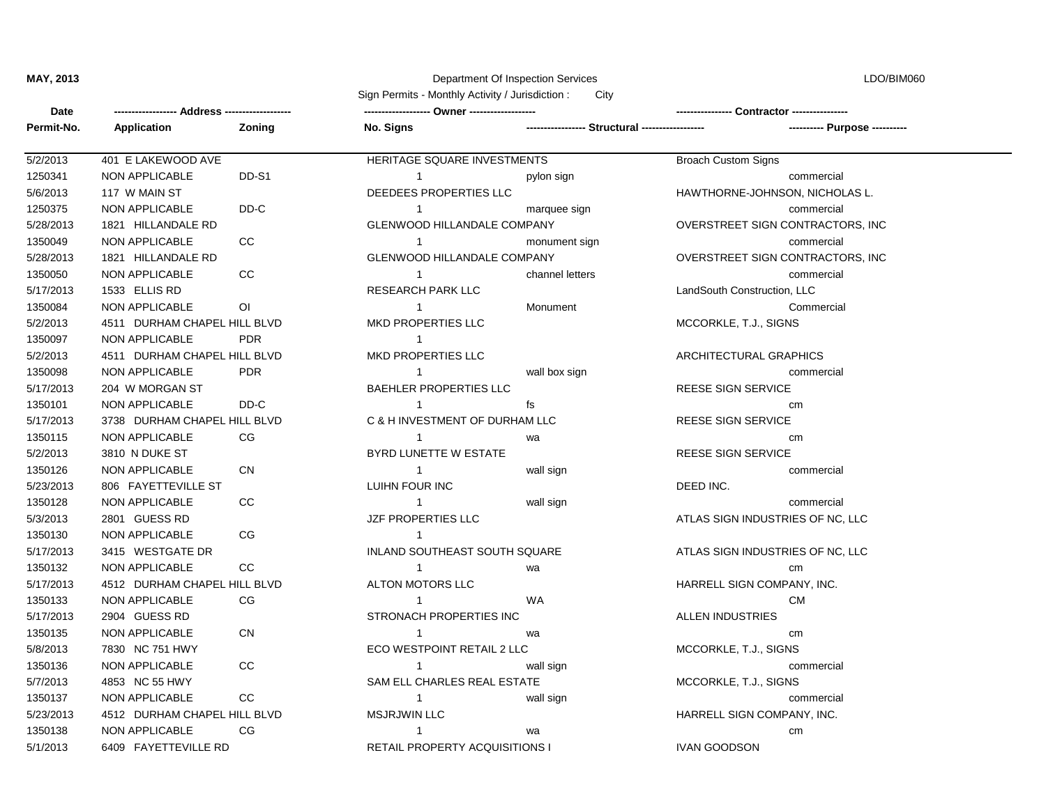**MAY, 2013** Department Of Inspection Services LDO/BIM060

Sign Permits - Monthly Activity / Jurisdiction : City

| Date<br>Permit-No. | ---- Address ----<br>Application | Zoning | ---- Owner ----<br>No. Signs | ---- Structural ---- | ---- Contractor ----<br>---- Purpose ---- |
|---|---|---|---|---|---|
| 5/2/2013 | 401 E LAKEWOOD AVE | | HERITAGE SQUARE INVESTMENTS | | Broach Custom Signs |
| 1250341 | NON APPLICABLE | DD-S1 | 1 | pylon sign | commercial |
| 5/6/2013 | 117 W MAIN ST | | DEEDEES PROPERTIES LLC | | HAWTHORNE-JOHNSON, NICHOLAS L. |
| 1250375 | NON APPLICABLE | DD-C | 1 | marquee sign | commercial |
| 5/28/2013 | 1821 HILLANDALE RD | | GLENWOOD HILLANDALE COMPANY | | OVERSTREET SIGN CONTRACTORS, INC |
| 1350049 | NON APPLICABLE | CC | 1 | monument sign | commercial |
| 5/28/2013 | 1821 HILLANDALE RD | | GLENWOOD HILLANDALE COMPANY | | OVERSTREET SIGN CONTRACTORS, INC |
| 1350050 | NON APPLICABLE | CC | 1 | channel letters | commercial |
| 5/17/2013 | 1533 ELLIS RD | | RESEARCH PARK LLC | | LandSouth Construction, LLC |
| 1350084 | NON APPLICABLE | OI | 1 | Monument | Commercial |
| 5/2/2013 | 4511 DURHAM CHAPEL HILL BLVD | | MKD PROPERTIES LLC | | MCCORKLE, T.J., SIGNS |
| 1350097 | NON APPLICABLE | PDR | 1 | | |
| 5/2/2013 | 4511 DURHAM CHAPEL HILL BLVD | | MKD PROPERTIES LLC | | ARCHITECTURAL GRAPHICS |
| 1350098 | NON APPLICABLE | PDR | 1 | wall box sign | commercial |
| 5/17/2013 | 204 W MORGAN ST | | BAEHLER PROPERTIES LLC | | REESE SIGN SERVICE |
| 1350101 | NON APPLICABLE | DD-C | 1 | fs | cm |
| 5/17/2013 | 3738 DURHAM CHAPEL HILL BLVD | | C & H INVESTMENT OF DURHAM LLC | | REESE SIGN SERVICE |
| 1350115 | NON APPLICABLE | CG | 1 | wa | cm |
| 5/2/2013 | 3810 N DUKE ST | | BYRD LUNETTE W ESTATE | | REESE SIGN SERVICE |
| 1350126 | NON APPLICABLE | CN | 1 | wall sign | commercial |
| 5/23/2013 | 806 FAYETTEVILLE ST | | LUIHN FOUR INC | | DEED INC. |
| 1350128 | NON APPLICABLE | CC | 1 | wall sign | commercial |
| 5/3/2013 | 2801 GUESS RD | | JZF PROPERTIES LLC | | ATLAS SIGN INDUSTRIES OF NC, LLC |
| 1350130 | NON APPLICABLE | CG | 1 | | |
| 5/17/2013 | 3415 WESTGATE DR | | INLAND SOUTHEAST SOUTH SQUARE | | ATLAS SIGN INDUSTRIES OF NC, LLC |
| 1350132 | NON APPLICABLE | CC | 1 | wa | cm |
| 5/17/2013 | 4512 DURHAM CHAPEL HILL BLVD | | ALTON MOTORS LLC | | HARRELL SIGN COMPANY, INC. |
| 1350133 | NON APPLICABLE | CG | 1 | WA | CM |
| 5/17/2013 | 2904 GUESS RD | | STRONACH PROPERTIES INC | | ALLEN INDUSTRIES |
| 1350135 | NON APPLICABLE | CN | 1 | wa | cm |
| 5/8/2013 | 7830 NC 751 HWY | | ECO WESTPOINT RETAIL 2 LLC | | MCCORKLE, T.J., SIGNS |
| 1350136 | NON APPLICABLE | CC | 1 | wall sign | commercial |
| 5/7/2013 | 4853 NC 55 HWY | | SAM ELL CHARLES REAL ESTATE | | MCCORKLE, T.J., SIGNS |
| 1350137 | NON APPLICABLE | CC | 1 | wall sign | commercial |
| 5/23/2013 | 4512 DURHAM CHAPEL HILL BLVD | | MSJRJWIN LLC | | HARRELL SIGN COMPANY, INC. |
| 1350138 | NON APPLICABLE | CG | 1 | wa | cm |
| 5/1/2013 | 6409 FAYETTEVILLE RD | | RETAIL PROPERTY ACQUISITIONS I | | IVAN GOODSON |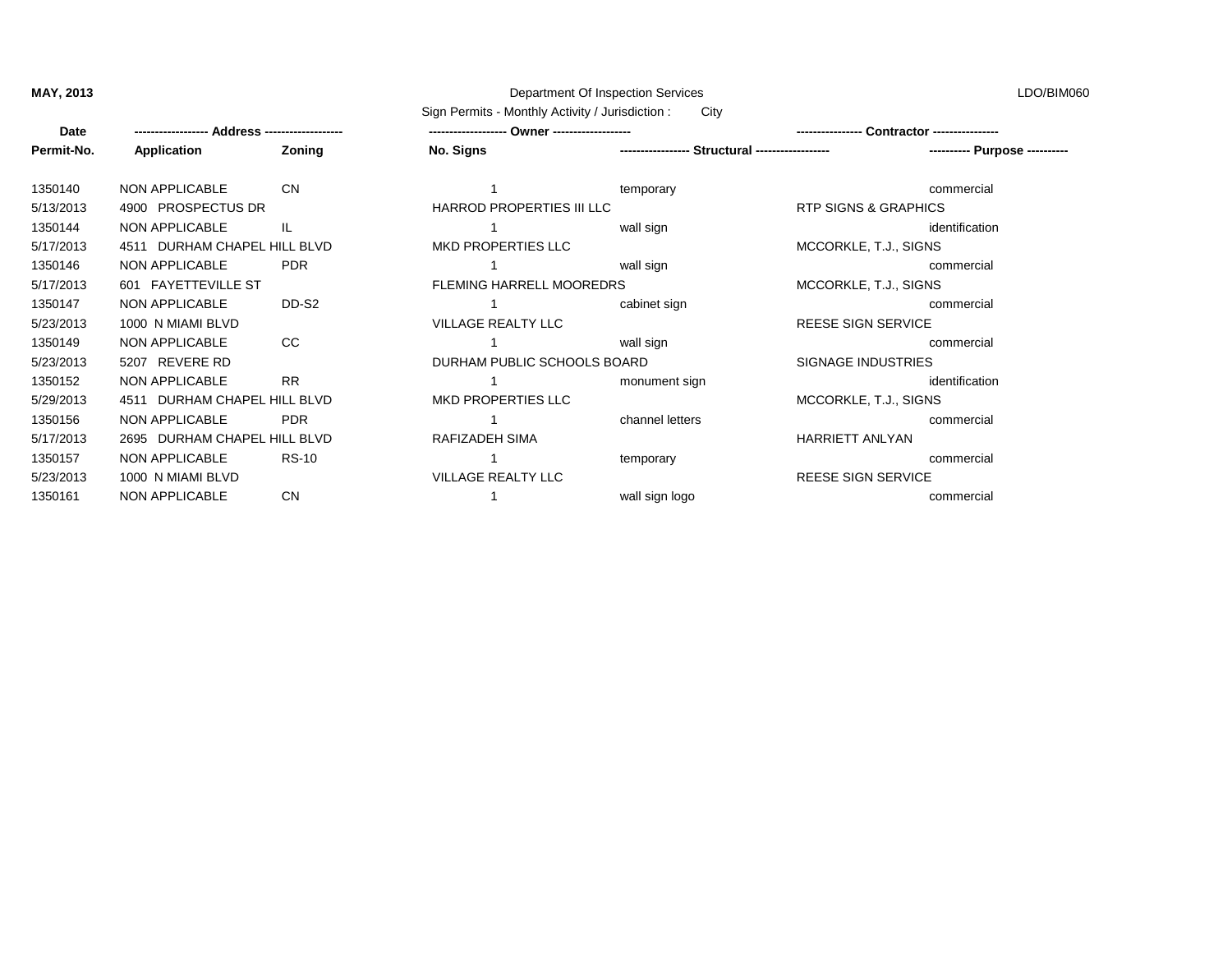**MAY, 2013** Department Of Inspection Services LDO/BIM060

Sign Permits - Monthly Activity / Jurisdiction : City

| Date / Permit-No. | Address / Application | Zoning | Owner / No. Signs | Structural | Contractor / Purpose |
|---|---|---|---|---|---|
| 1350140 | NON APPLICABLE | CN | 1 | temporary | commercial |
| 5/13/2013 | 4900 PROSPECTUS DR | | HARROD PROPERTIES III LLC | | RTP SIGNS & GRAPHICS |
| 1350144 | NON APPLICABLE | IL | 1 | wall sign | identification |
| 5/17/2013 | 4511 DURHAM CHAPEL HILL BLVD | | MKD PROPERTIES LLC | | MCCORKLE, T.J., SIGNS |
| 1350146 | NON APPLICABLE | PDR | 1 | wall sign | commercial |
| 5/17/2013 | 601 FAYETTEVILLE ST | | FLEMING HARRELL MOOREDRS | | MCCORKLE, T.J., SIGNS |
| 1350147 | NON APPLICABLE | DD-S2 | 1 | cabinet sign | commercial |
| 5/23/2013 | 1000 N MIAMI BLVD | | VILLAGE REALTY LLC | | REESE SIGN SERVICE |
| 1350149 | NON APPLICABLE | CC | 1 | wall sign | commercial |
| 5/23/2013 | 5207 REVERE RD | | DURHAM PUBLIC SCHOOLS BOARD | | SIGNAGE INDUSTRIES |
| 1350152 | NON APPLICABLE | RR | 1 | monument sign | identification |
| 5/29/2013 | 4511 DURHAM CHAPEL HILL BLVD | | MKD PROPERTIES LLC | | MCCORKLE, T.J., SIGNS |
| 1350156 | NON APPLICABLE | PDR | 1 | channel letters | commercial |
| 5/17/2013 | 2695 DURHAM CHAPEL HILL BLVD | | RAFIZADEH SIMA | | HARRIETT ANLYAN |
| 1350157 | NON APPLICABLE | RS-10 | 1 | temporary | commercial |
| 5/23/2013 | 1000 N MIAMI BLVD | | VILLAGE REALTY LLC | | REESE SIGN SERVICE |
| 1350161 | NON APPLICABLE | CN | 1 | wall sign logo | commercial |